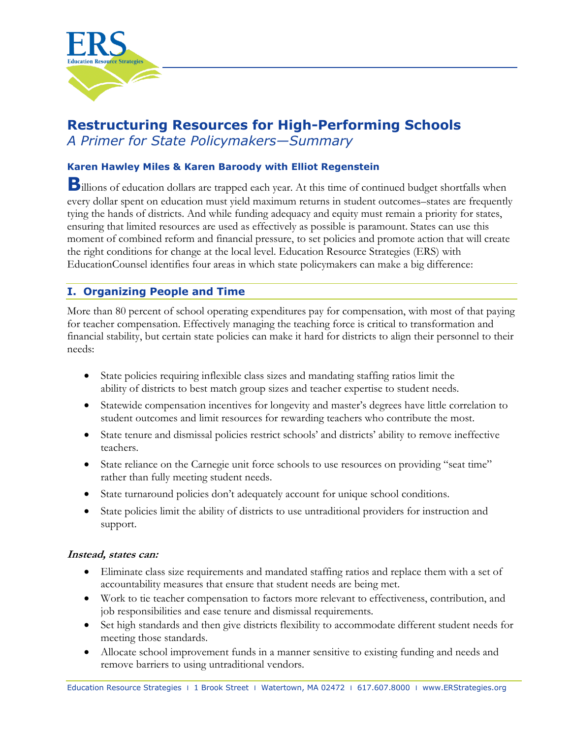# Restructuring Resources for High-Performing Schools

*A Primer for State Policymakers—Summary*

**Karen Hawley Miles & Karen Baroody with Elliot Regenstein**

Billions of education dollars are trapped each year. At this time of continued budget shortfalls when every dollar spent on education must yield maximum returns in student outcomes–states are frequently tying the hands of districts. And while funding adequacy and equity must remain a priority for states, ensuring that limited resources are used as effectively as possible is paramount. States can use this moment of combined reform and financial pressure, to set policies and promote action that will create the right conditions for change at the local level. Education Resource Strategies (ERS) with EducationCounsel identifies four areas in which state policymakers can make a big difference:

## I. Organizing People and Time

More than 80 percent of school operating expenditures pay for compensation, with most of that paying for teacher compensation. Effectively managing the teaching force is critical to transformation and financial stability, but certain state policies can make it hard for districts to align their personnel to their needs:

- State policies requiring inflexible class sizes and mandating staffing ratios limit the ability of districts to best match group sizes and teacher expertise to student needs.
- Statewide compensation incentives for longevity and master's degrees have little correlation to student outcomes and limit resources for rewarding teachers who contribute the most.
- State tenure and dismissal policies restrict schools' and districts' ability to remove ineffective teachers.
- State reliance on the Carnegie unit force schools to use resources on providing "seat time" rather than fully meeting student needs.
- State turnaround policies don't adequately account for unique school conditions.
- State policies limit the ability of districts to use untraditional providers for instruction and support.

***Instead, states can:***

- Eliminate class size requirements and mandated staffing ratios and replace them with a set of accountability measures that ensure that student needs are being met.
- Work to tie teacher compensation to factors more relevant to effectiveness, contribution, and job responsibilities and ease tenure and dismissal requirements.
- Set high standards and then give districts flexibility to accommodate different student needs for meeting those standards.
- Allocate school improvement funds in a manner sensitive to existing funding and needs and remove barriers to using untraditional vendors.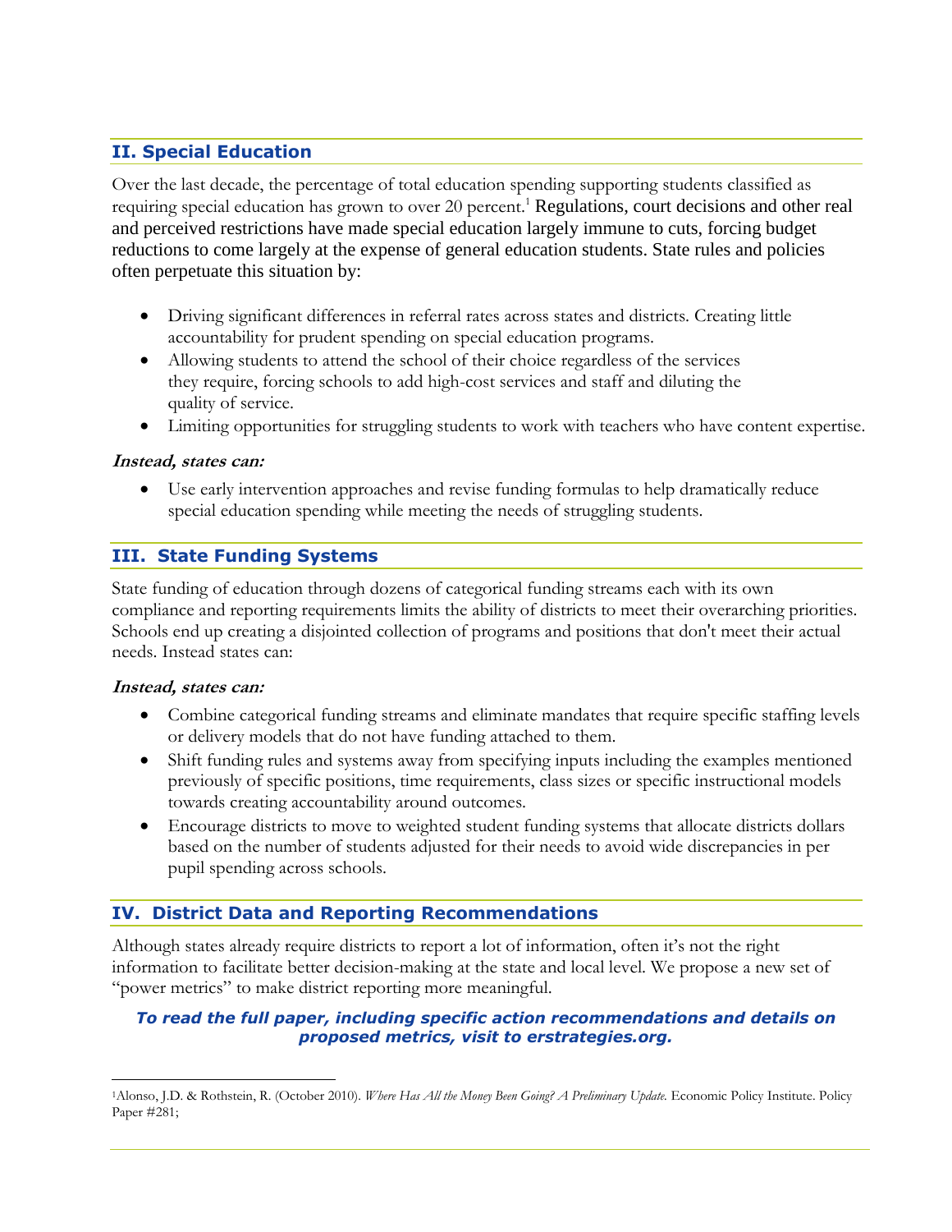## II. Special Education

Over the last decade, the percentage of total education spending supporting students classified as requiring special education has grown to over 20 percent.[1] Regulations, court decisions and other real and perceived restrictions have made special education largely immune to cuts, forcing budget reductions to come largely at the expense of general education students. State rules and policies often perpetuate this situation by:

- Driving significant differences in referral rates across states and districts. Creating little accountability for prudent spending on special education programs.
- Allowing students to attend the school of their choice regardless of the services they require, forcing schools to add high-cost services and staff and diluting the quality of service.
- Limiting opportunities for struggling students to work with teachers who have content expertise.

***Instead, states can:***

- Use early intervention approaches and revise funding formulas to help dramatically reduce special education spending while meeting the needs of struggling students.

## III. State Funding Systems

State funding of education through dozens of categorical funding streams each with its own compliance and reporting requirements limits the ability of districts to meet their overarching priorities. Schools end up creating a disjointed collection of programs and positions that don't meet their actual needs. Instead states can:

***Instead, states can:***

- Combine categorical funding streams and eliminate mandates that require specific staffing levels or delivery models that do not have funding attached to them.
- Shift funding rules and systems away from specifying inputs including the examples mentioned previously of specific positions, time requirements, class sizes or specific instructional models towards creating accountability around outcomes.
- Encourage districts to move to weighted student funding systems that allocate districts dollars based on the number of students adjusted for their needs to avoid wide discrepancies in per pupil spending across schools.

## IV. District Data and Reporting Recommendations

Although states already require districts to report a lot of information, often it's not the right information to facilitate better decision-making at the state and local level. We propose a new set of "power metrics" to make district reporting more meaningful.

***To read the full paper, including specific action recommendations and details on proposed metrics, visit to erstrategies.org.***

---

[1] Alonso, J.D. & Rothstein, R. (October 2010). *Where Has All the Money Been Going? A Preliminary Update.* Economic Policy Institute. Policy Paper #281;